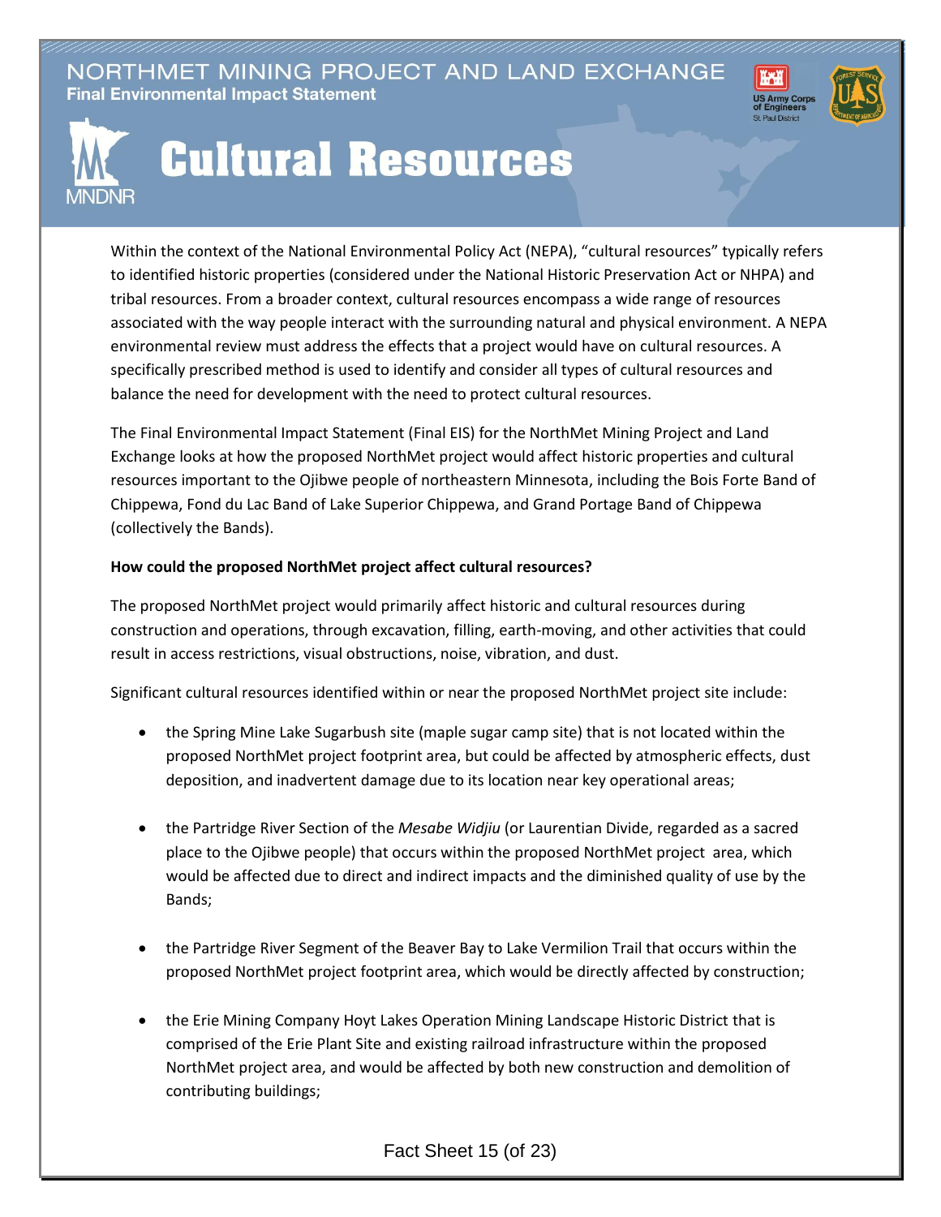# NORTHMET MINING PROJECT AND LAND EXCHANGE

**Final Environmental Impact Statement**

# Cultural Resources

Within the context of the National Environmental Policy Act (NEPA), "cultural resources" typically refers to identified historic properties (considered under the National Historic Preservation Act or NHPA) and tribal resources. From a broader context, cultural resources encompass a wide range of resources associated with the way people interact with the surrounding natural and physical environment. A NEPA environmental review must address the effects that a project would have on cultural resources. A specifically prescribed method is used to identify and consider all types of cultural resources and balance the need for development with the need to protect cultural resources.

The Final Environmental Impact Statement (Final EIS) for the NorthMet Mining Project and Land Exchange looks at how the proposed NorthMet project would affect historic properties and cultural resources important to the Ojibwe people of northeastern Minnesota, including the Bois Forte Band of Chippewa, Fond du Lac Band of Lake Superior Chippewa, and Grand Portage Band of Chippewa (collectively the Bands).

**How could the proposed NorthMet project affect cultural resources?**

The proposed NorthMet project would primarily affect historic and cultural resources during construction and operations, through excavation, filling, earth-moving, and other activities that could result in access restrictions, visual obstructions, noise, vibration, and dust.

Significant cultural resources identified within or near the proposed NorthMet project site include:

- the Spring Mine Lake Sugarbush site (maple sugar camp site) that is not located within the proposed NorthMet project footprint area, but could be affected by atmospheric effects, dust deposition, and inadvertent damage due to its location near key operational areas;

- the Partridge River Section of the *Mesabe Widjiu* (or Laurentian Divide, regarded as a sacred place to the Ojibwe people) that occurs within the proposed NorthMet project area, which would be affected due to direct and indirect impacts and the diminished quality of use by the Bands;

- the Partridge River Segment of the Beaver Bay to Lake Vermilion Trail that occurs within the proposed NorthMet project footprint area, which would be directly affected by construction;

- the Erie Mining Company Hoyt Lakes Operation Mining Landscape Historic District that is comprised of the Erie Plant Site and existing railroad infrastructure within the proposed NorthMet project area, and would be affected by both new construction and demolition of contributing buildings;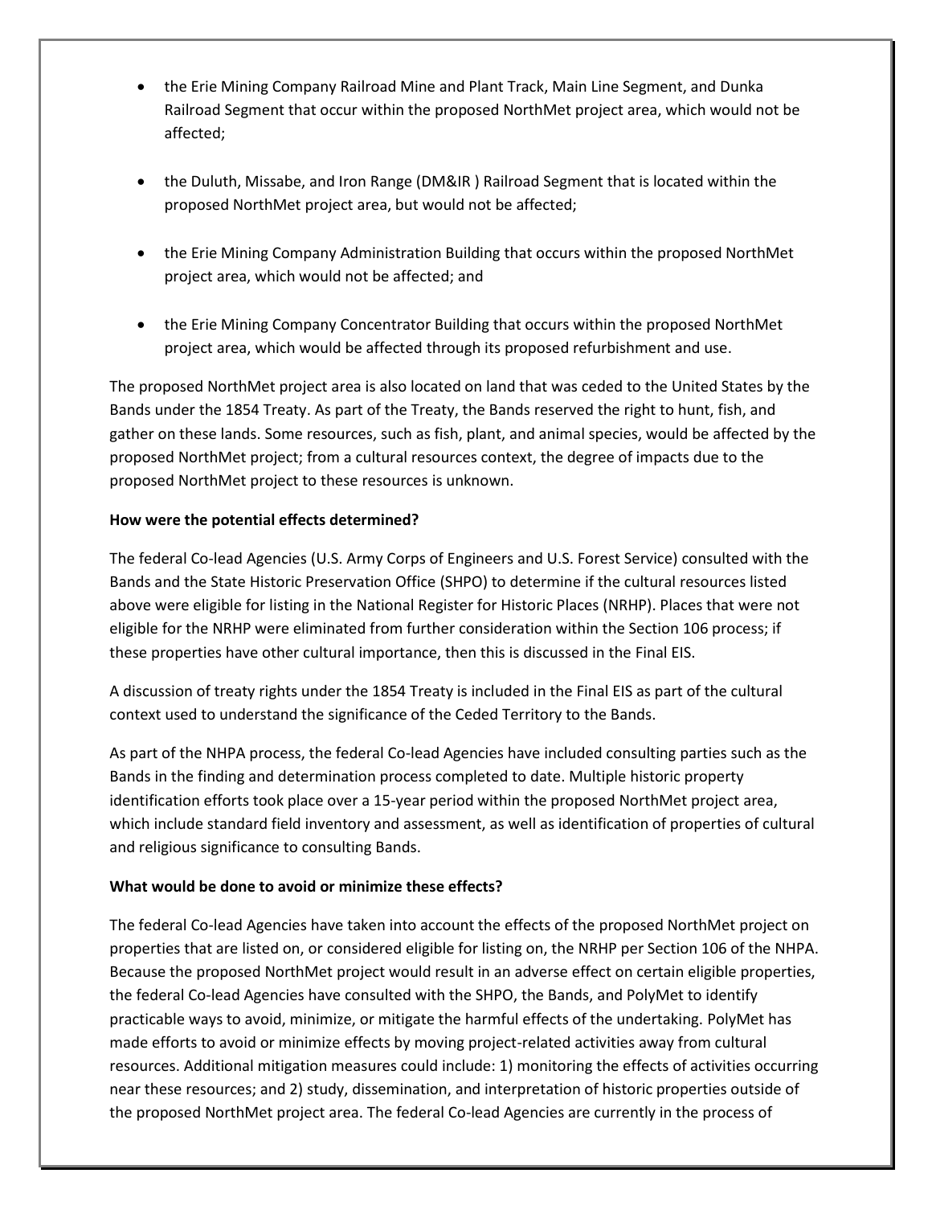- the Erie Mining Company Railroad Mine and Plant Track, Main Line Segment, and Dunka Railroad Segment that occur within the proposed NorthMet project area, which would not be affected;
- the Duluth, Missabe, and Iron Range (DM&IR ) Railroad Segment that is located within the proposed NorthMet project area, but would not be affected;
- the Erie Mining Company Administration Building that occurs within the proposed NorthMet project area, which would not be affected; and
- the Erie Mining Company Concentrator Building that occurs within the proposed NorthMet project area, which would be affected through its proposed refurbishment and use.

The proposed NorthMet project area is also located on land that was ceded to the United States by the Bands under the 1854 Treaty. As part of the Treaty, the Bands reserved the right to hunt, fish, and gather on these lands. Some resources, such as fish, plant, and animal species, would be affected by the proposed NorthMet project; from a cultural resources context, the degree of impacts due to the proposed NorthMet project to these resources is unknown.

**How were the potential effects determined?**

The federal Co-lead Agencies (U.S. Army Corps of Engineers and U.S. Forest Service) consulted with the Bands and the State Historic Preservation Office (SHPO) to determine if the cultural resources listed above were eligible for listing in the National Register for Historic Places (NRHP). Places that were not eligible for the NRHP were eliminated from further consideration within the Section 106 process; if these properties have other cultural importance, then this is discussed in the Final EIS.

A discussion of treaty rights under the 1854 Treaty is included in the Final EIS as part of the cultural context used to understand the significance of the Ceded Territory to the Bands.

As part of the NHPA process, the federal Co-lead Agencies have included consulting parties such as the Bands in the finding and determination process completed to date. Multiple historic property identification efforts took place over a 15-year period within the proposed NorthMet project area, which include standard field inventory and assessment, as well as identification of properties of cultural and religious significance to consulting Bands.

**What would be done to avoid or minimize these effects?**

The federal Co-lead Agencies have taken into account the effects of the proposed NorthMet project on properties that are listed on, or considered eligible for listing on, the NRHP per Section 106 of the NHPA. Because the proposed NorthMet project would result in an adverse effect on certain eligible properties, the federal Co-lead Agencies have consulted with the SHPO, the Bands, and PolyMet to identify practicable ways to avoid, minimize, or mitigate the harmful effects of the undertaking. PolyMet has made efforts to avoid or minimize effects by moving project-related activities away from cultural resources. Additional mitigation measures could include: 1) monitoring the effects of activities occurring near these resources; and 2) study, dissemination, and interpretation of historic properties outside of the proposed NorthMet project area. The federal Co-lead Agencies are currently in the process of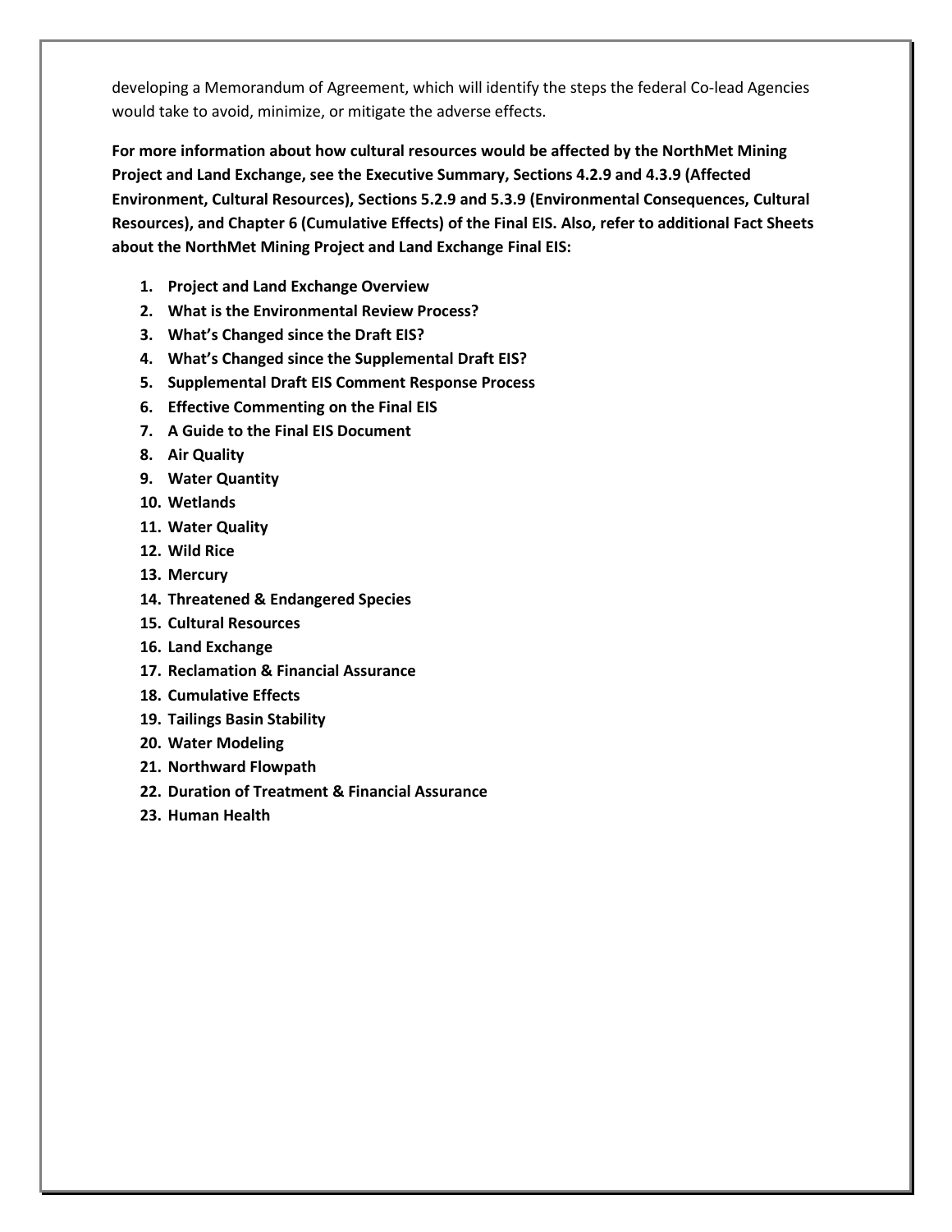developing a Memorandum of Agreement, which will identify the steps the federal Co-lead Agencies would take to avoid, minimize, or mitigate the adverse effects.

**For more information about how cultural resources would be affected by the NorthMet Mining Project and Land Exchange, see the Executive Summary, Sections 4.2.9 and 4.3.9 (Affected Environment, Cultural Resources), Sections 5.2.9 and 5.3.9 (Environmental Consequences, Cultural Resources), and Chapter 6 (Cumulative Effects) of the Final EIS. Also, refer to additional Fact Sheets about the NorthMet Mining Project and Land Exchange Final EIS:**

1. **Project and Land Exchange Overview**
2. **What is the Environmental Review Process?**
3. **What's Changed since the Draft EIS?**
4. **What's Changed since the Supplemental Draft EIS?**
5. **Supplemental Draft EIS Comment Response Process**
6. **Effective Commenting on the Final EIS**
7. **A Guide to the Final EIS Document**
8. **Air Quality**
9. **Water Quantity**
10. **Wetlands**
11. **Water Quality**
12. **Wild Rice**
13. **Mercury**
14. **Threatened & Endangered Species**
15. **Cultural Resources**
16. **Land Exchange**
17. **Reclamation & Financial Assurance**
18. **Cumulative Effects**
19. **Tailings Basin Stability**
20. **Water Modeling**
21. **Northward Flowpath**
22. **Duration of Treatment & Financial Assurance**
23. **Human Health**